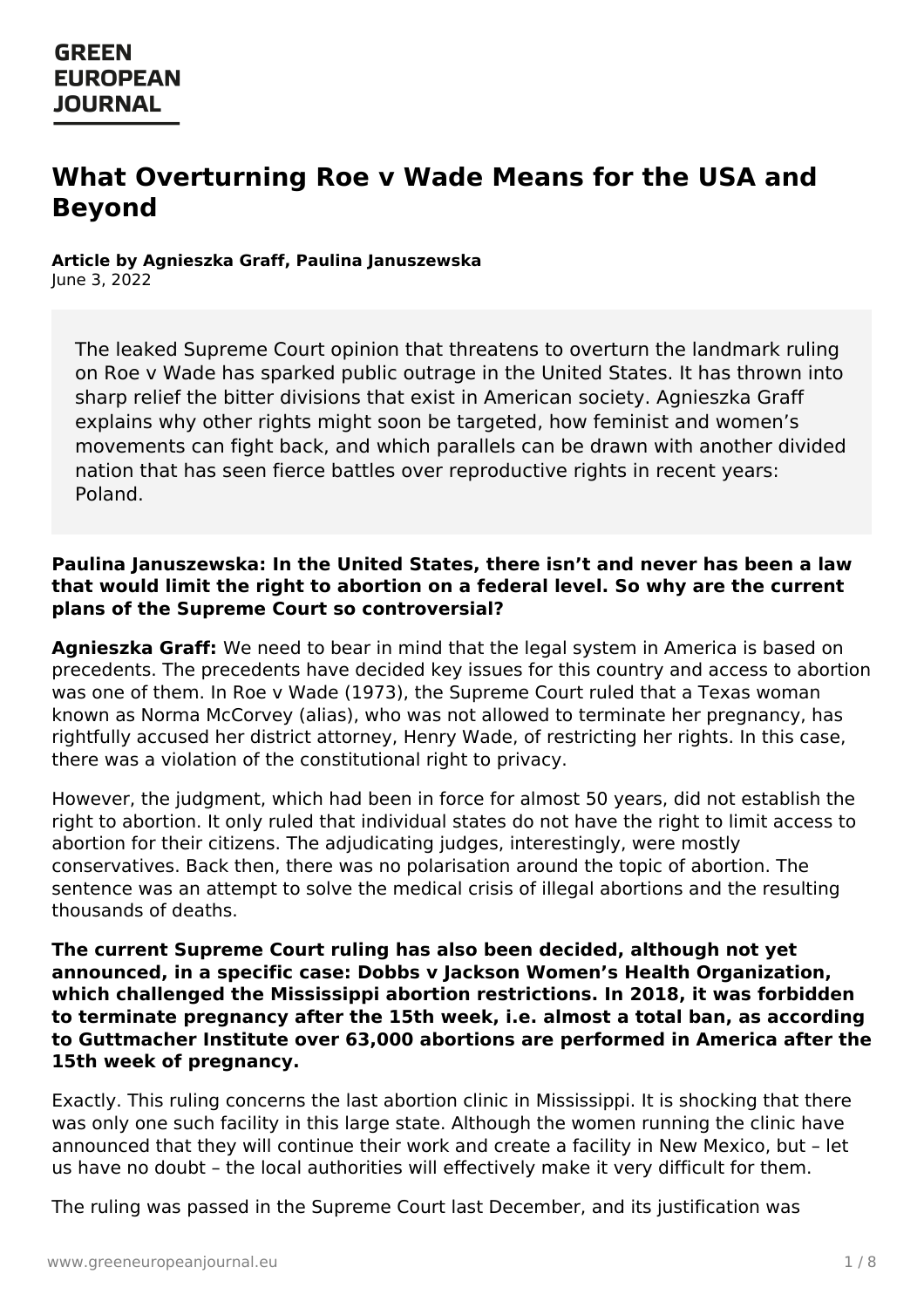# What Overturning Roe v Wade Means for the USA and Beyond

**Article by Agnieszka Graff, Paulina Januszewska**
June 3, 2022

> The leaked Supreme Court opinion that threatens to overturn the landmark ruling on Roe v Wade has sparked public outrage in the United States. It has thrown into sharp relief the bitter divisions that exist in American society. Agnieszka Graff explains why other rights might soon be targeted, how feminist and women's movements can fight back, and which parallels can be drawn with another divided nation that has seen fierce battles over reproductive rights in recent years: Poland.

**Paulina Januszewska: In the United States, there isn't and never has been a law that would limit the right to abortion on a federal level. So why are the current plans of the Supreme Court so controversial?**

**Agnieszka Graff:** We need to bear in mind that the legal system in America is based on precedents. The precedents have decided key issues for this country and access to abortion was one of them. In Roe v Wade (1973), the Supreme Court ruled that a Texas woman known as Norma McCorvey (alias), who was not allowed to terminate her pregnancy, has rightfully accused her district attorney, Henry Wade, of restricting her rights. In this case, there was a violation of the constitutional right to privacy.

However, the judgment, which had been in force for almost 50 years, did not establish the right to abortion. It only ruled that individual states do not have the right to limit access to abortion for their citizens. The adjudicating judges, interestingly, were mostly conservatives. Back then, there was no polarisation around the topic of abortion. The sentence was an attempt to solve the medical crisis of illegal abortions and the resulting thousands of deaths.

**The current Supreme Court ruling has also been decided, although not yet announced, in a specific case: Dobbs v Jackson Women's Health Organization, which challenged the Mississippi abortion restrictions. In 2018, it was forbidden to terminate pregnancy after the 15th week, i.e. almost a total ban, as according to Guttmacher Institute over 63,000 abortions are performed in America after the 15th week of pregnancy.**

Exactly. This ruling concerns the last abortion clinic in Mississippi. It is shocking that there was only one such facility in this large state. Although the women running the clinic have announced that they will continue their work and create a facility in New Mexico, but – let us have no doubt – the local authorities will effectively make it very difficult for them.

The ruling was passed in the Supreme Court last December, and its justification was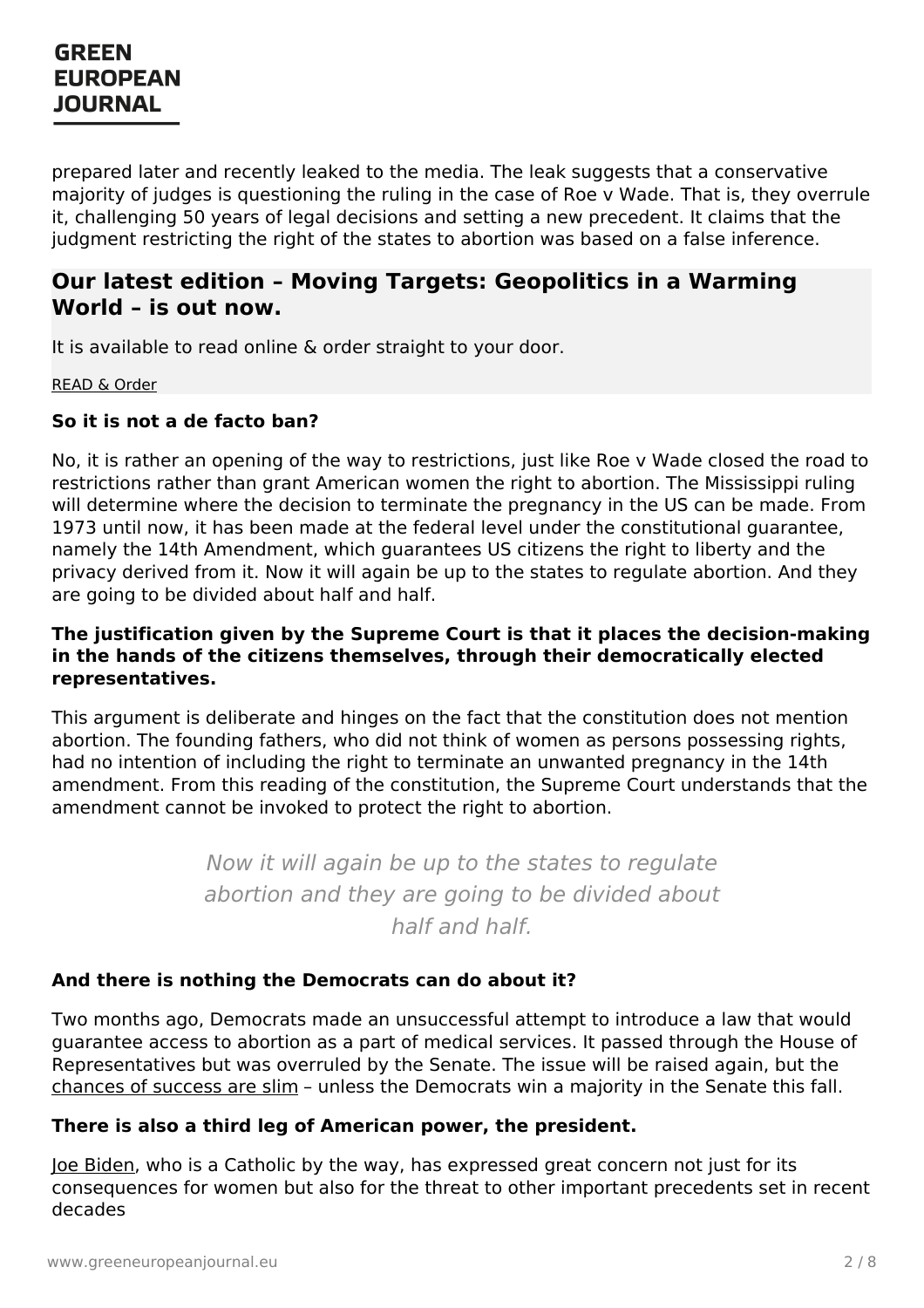prepared later and recently leaked to the media. The leak suggests that a conservative majority of judges is questioning the ruling in the case of Roe v Wade. That is, they overrule it, challenging 50 years of legal decisions and setting a new precedent. It claims that the judgment restricting the right of the states to abortion was based on a false inference.

## Our latest edition – Moving Targets: Geopolitics in a Warming World – is out now.

It is available to read online & order straight to your door.

READ & Order

**So it is not a de facto ban?**

No, it is rather an opening of the way to restrictions, just like Roe v Wade closed the road to restrictions rather than grant American women the right to abortion. The Mississippi ruling will determine where the decision to terminate the pregnancy in the US can be made. From 1973 until now, it has been made at the federal level under the constitutional guarantee, namely the 14th Amendment, which guarantees US citizens the right to liberty and the privacy derived from it. Now it will again be up to the states to regulate abortion. And they are going to be divided about half and half.

**The justification given by the Supreme Court is that it places the decision-making in the hands of the citizens themselves, through their democratically elected representatives.**

This argument is deliberate and hinges on the fact that the constitution does not mention abortion. The founding fathers, who did not think of women as persons possessing rights, had no intention of including the right to terminate an unwanted pregnancy in the 14th amendment. From this reading of the constitution, the Supreme Court understands that the amendment cannot be invoked to protect the right to abortion.

> *Now it will again be up to the states to regulate abortion and they are going to be divided about half and half.*

**And there is nothing the Democrats can do about it?**

Two months ago, Democrats made an unsuccessful attempt to introduce a law that would guarantee access to abortion as a part of medical services. It passed through the House of Representatives but was overruled by the Senate. The issue will be raised again, but the chances of success are slim – unless the Democrats win a majority in the Senate this fall.

**There is also a third leg of American power, the president.**

Joe Biden, who is a Catholic by the way, has expressed great concern not just for its consequences for women but also for the threat to other important precedents set in recent decades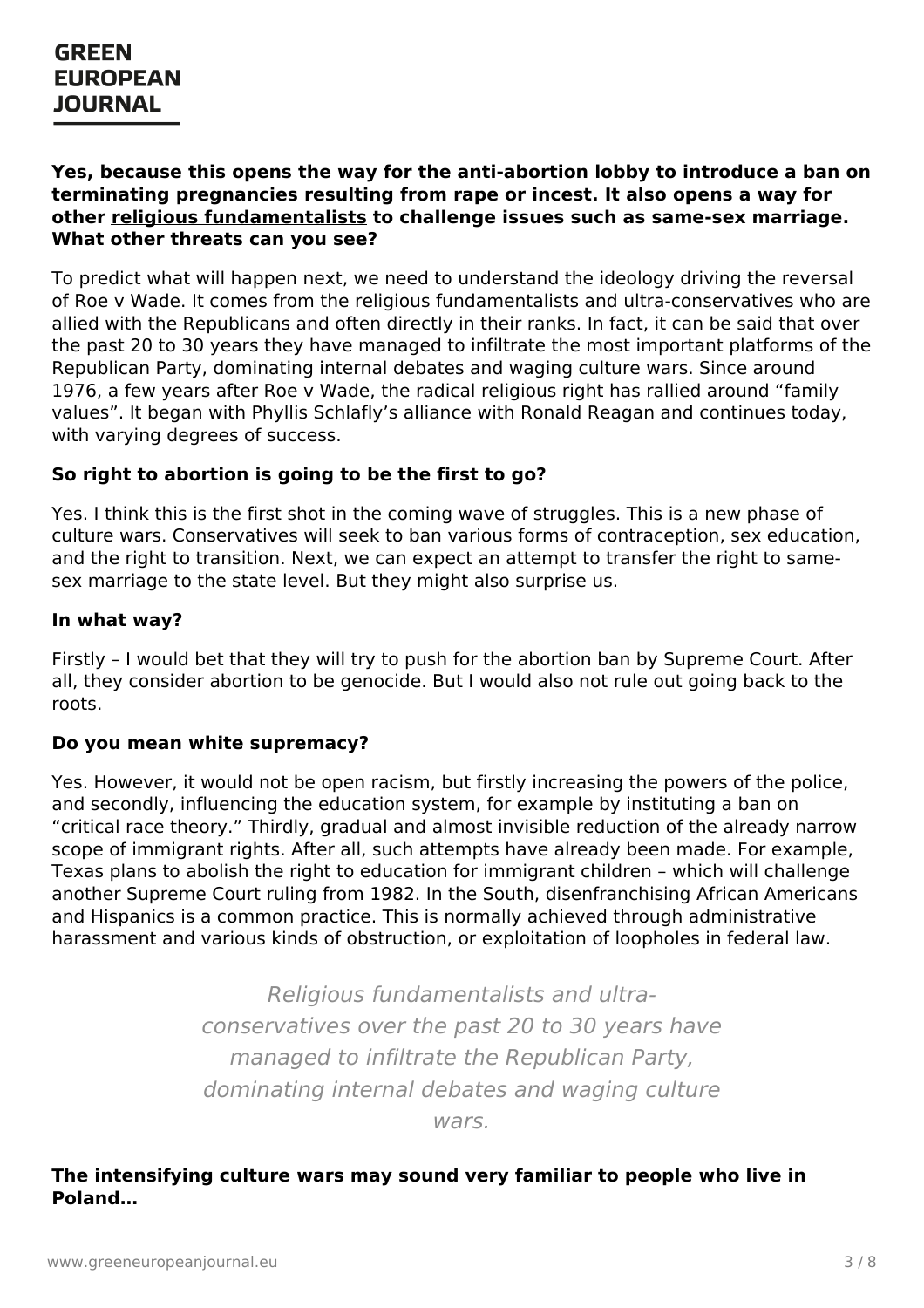**Yes, because this opens the way for the anti-abortion lobby to introduce a ban on terminating pregnancies resulting from rape or incest. It also opens a way for other religious fundamentalists to challenge issues such as same-sex marriage. What other threats can you see?**

To predict what will happen next, we need to understand the ideology driving the reversal of Roe v Wade. It comes from the religious fundamentalists and ultra-conservatives who are allied with the Republicans and often directly in their ranks. In fact, it can be said that over the past 20 to 30 years they have managed to infiltrate the most important platforms of the Republican Party, dominating internal debates and waging culture wars. Since around 1976, a few years after Roe v Wade, the radical religious right has rallied around "family values". It began with Phyllis Schlafly's alliance with Ronald Reagan and continues today, with varying degrees of success.

**So right to abortion is going to be the first to go?**

Yes. I think this is the first shot in the coming wave of struggles. This is a new phase of culture wars. Conservatives will seek to ban various forms of contraception, sex education, and the right to transition. Next, we can expect an attempt to transfer the right to same-sex marriage to the state level. But they might also surprise us.

**In what way?**

Firstly – I would bet that they will try to push for the abortion ban by Supreme Court. After all, they consider abortion to be genocide. But I would also not rule out going back to the roots.

**Do you mean white supremacy?**

Yes. However, it would not be open racism, but firstly increasing the powers of the police, and secondly, influencing the education system, for example by instituting a ban on "critical race theory." Thirdly, gradual and almost invisible reduction of the already narrow scope of immigrant rights. After all, such attempts have already been made. For example, Texas plans to abolish the right to education for immigrant children – which will challenge another Supreme Court ruling from 1982. In the South, disenfranchising African Americans and Hispanics is a common practice. This is normally achieved through administrative harassment and various kinds of obstruction, or exploitation of loopholes in federal law.

> *Religious fundamentalists and ultra-conservatives over the past 20 to 30 years have managed to infiltrate the Republican Party, dominating internal debates and waging culture wars.*

**The intensifying culture wars may sound very familiar to people who live in Poland…**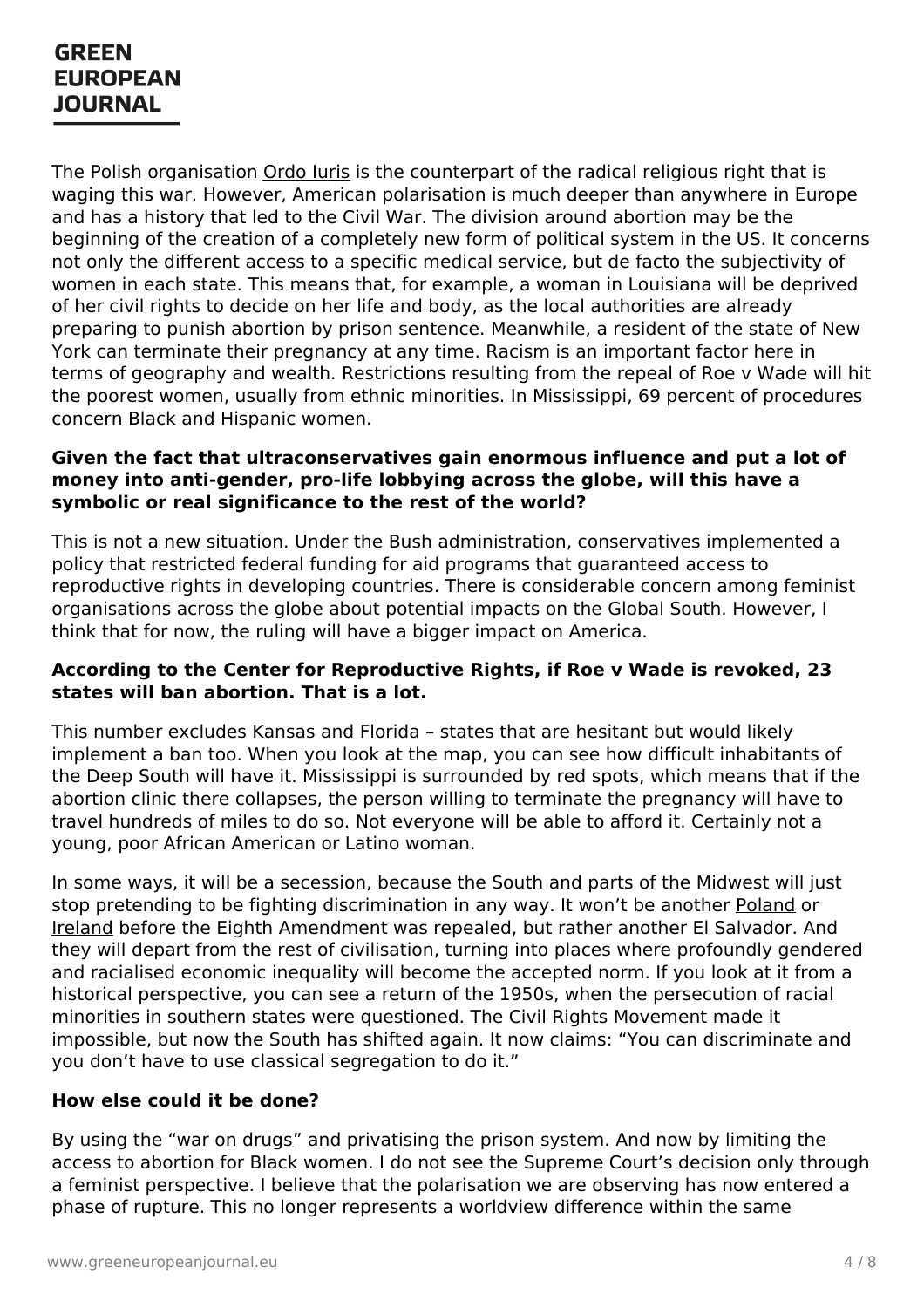The Polish organisation Ordo Iuris is the counterpart of the radical religious right that is waging this war. However, American polarisation is much deeper than anywhere in Europe and has a history that led to the Civil War. The division around abortion may be the beginning of the creation of a completely new form of political system in the US. It concerns not only the different access to a specific medical service, but de facto the subjectivity of women in each state. This means that, for example, a woman in Louisiana will be deprived of her civil rights to decide on her life and body, as the local authorities are already preparing to punish abortion by prison sentence. Meanwhile, a resident of the state of New York can terminate their pregnancy at any time. Racism is an important factor here in terms of geography and wealth. Restrictions resulting from the repeal of Roe v Wade will hit the poorest women, usually from ethnic minorities. In Mississippi, 69 percent of procedures concern Black and Hispanic women.

**Given the fact that ultraconservatives gain enormous influence and put a lot of money into anti-gender, pro-life lobbying across the globe, will this have a symbolic or real significance to the rest of the world?**

This is not a new situation. Under the Bush administration, conservatives implemented a policy that restricted federal funding for aid programs that guaranteed access to reproductive rights in developing countries. There is considerable concern among feminist organisations across the globe about potential impacts on the Global South. However, I think that for now, the ruling will have a bigger impact on America.

**According to the Center for Reproductive Rights, if Roe v Wade is revoked, 23 states will ban abortion. That is a lot.**

This number excludes Kansas and Florida – states that are hesitant but would likely implement a ban too. When you look at the map, you can see how difficult inhabitants of the Deep South will have it. Mississippi is surrounded by red spots, which means that if the abortion clinic there collapses, the person willing to terminate the pregnancy will have to travel hundreds of miles to do so. Not everyone will be able to afford it. Certainly not a young, poor African American or Latino woman.

In some ways, it will be a secession, because the South and parts of the Midwest will just stop pretending to be fighting discrimination in any way. It won't be another Poland or Ireland before the Eighth Amendment was repealed, but rather another El Salvador. And they will depart from the rest of civilisation, turning into places where profoundly gendered and racialised economic inequality will become the accepted norm. If you look at it from a historical perspective, you can see a return of the 1950s, when the persecution of racial minorities in southern states were questioned. The Civil Rights Movement made it impossible, but now the South has shifted again. It now claims: "You can discriminate and you don't have to use classical segregation to do it."

**How else could it be done?**

By using the "war on drugs" and privatising the prison system. And now by limiting the access to abortion for Black women. I do not see the Supreme Court's decision only through a feminist perspective. I believe that the polarisation we are observing has now entered a phase of rupture. This no longer represents a worldview difference within the same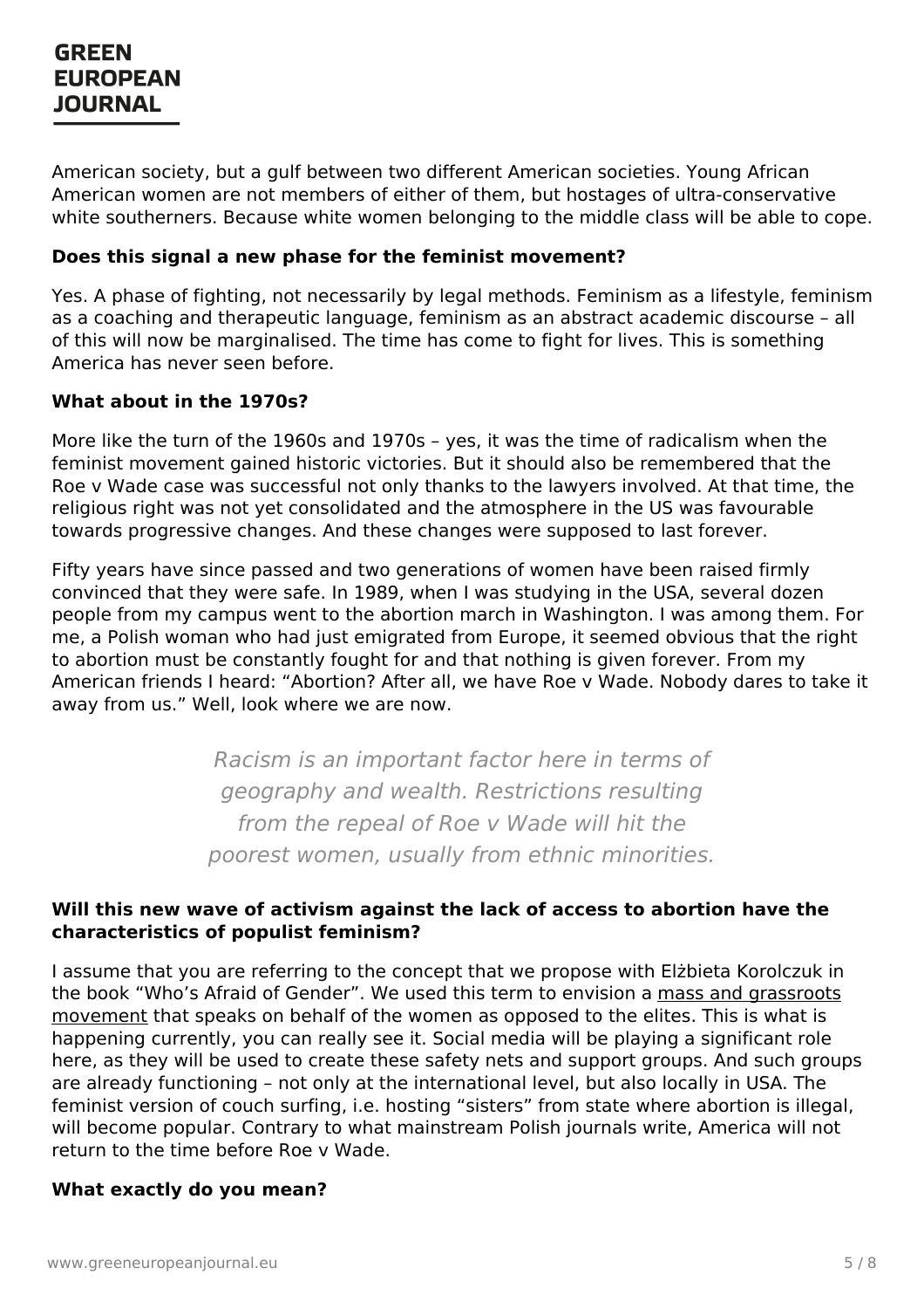American society, but a gulf between two different American societies. Young African American women are not members of either of them, but hostages of ultra-conservative white southerners. Because white women belonging to the middle class will be able to cope.

**Does this signal a new phase for the feminist movement?**

Yes. A phase of fighting, not necessarily by legal methods. Feminism as a lifestyle, feminism as a coaching and therapeutic language, feminism as an abstract academic discourse – all of this will now be marginalised. The time has come to fight for lives. This is something America has never seen before.

**What about in the 1970s?**

More like the turn of the 1960s and 1970s – yes, it was the time of radicalism when the feminist movement gained historic victories. But it should also be remembered that the Roe v Wade case was successful not only thanks to the lawyers involved. At that time, the religious right was not yet consolidated and the atmosphere in the US was favourable towards progressive changes. And these changes were supposed to last forever.

Fifty years have since passed and two generations of women have been raised firmly convinced that they were safe. In 1989, when I was studying in the USA, several dozen people from my campus went to the abortion march in Washington. I was among them. For me, a Polish woman who had just emigrated from Europe, it seemed obvious that the right to abortion must be constantly fought for and that nothing is given forever. From my American friends I heard: “Abortion? After all, we have Roe v Wade. Nobody dares to take it away from us.” Well, look where we are now.

*Racism is an important factor here in terms of geography and wealth. Restrictions resulting from the repeal of Roe v Wade will hit the poorest women, usually from ethnic minorities.*

**Will this new wave of activism against the lack of access to abortion have the characteristics of populist feminism?**

I assume that you are referring to the concept that we propose with Elżbieta Korolczuk in the book “Who’s Afraid of Gender”. We used this term to envision a mass and grassroots movement that speaks on behalf of the women as opposed to the elites. This is what is happening currently, you can really see it. Social media will be playing a significant role here, as they will be used to create these safety nets and support groups. And such groups are already functioning – not only at the international level, but also locally in USA. The feminist version of couch surfing, i.e. hosting “sisters” from state where abortion is illegal, will become popular. Contrary to what mainstream Polish journals write, America will not return to the time before Roe v Wade.

**What exactly do you mean?**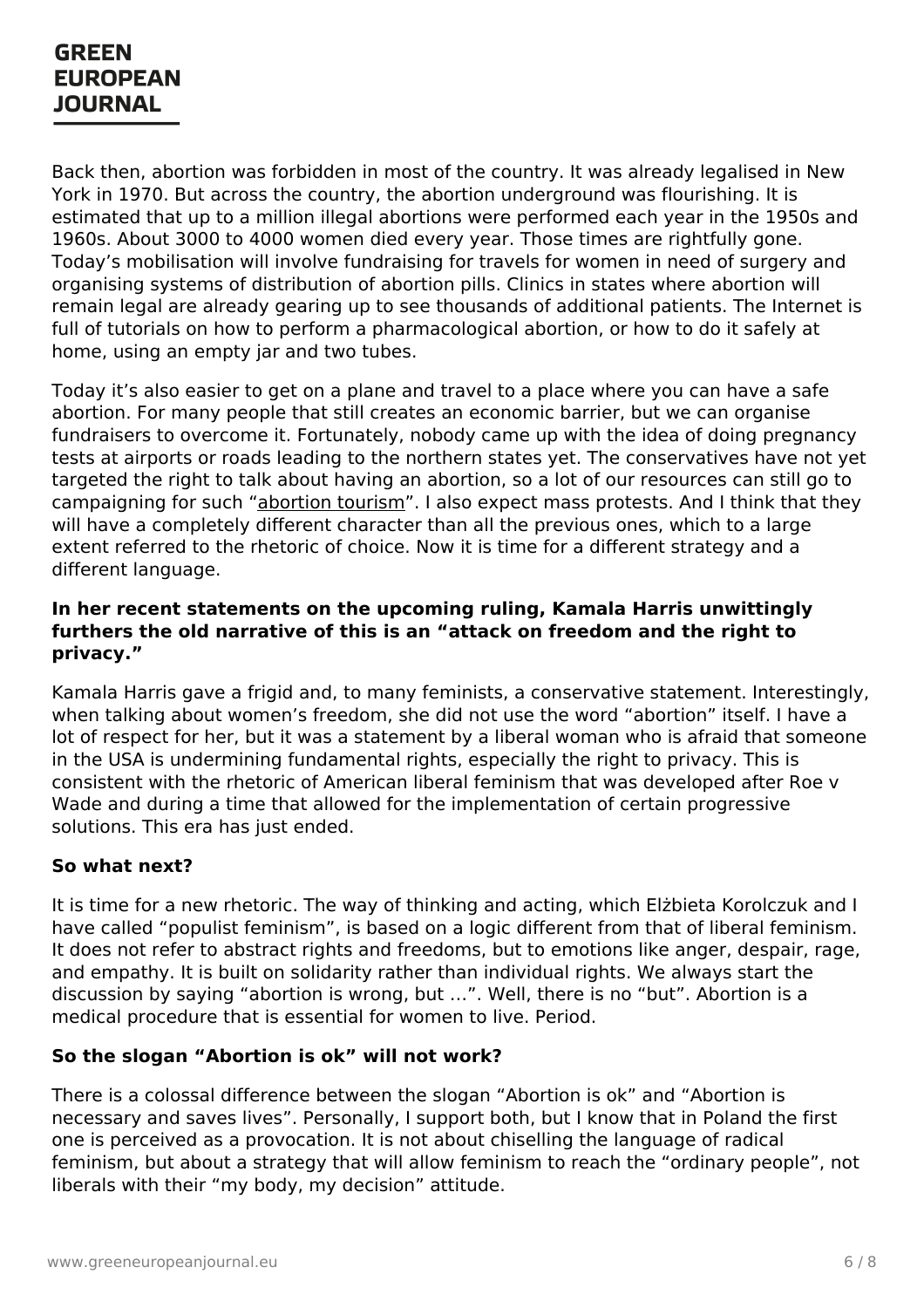Back then, abortion was forbidden in most of the country. It was already legalised in New York in 1970. But across the country, the abortion underground was flourishing. It is estimated that up to a million illegal abortions were performed each year in the 1950s and 1960s. About 3000 to 4000 women died every year. Those times are rightfully gone. Today's mobilisation will involve fundraising for travels for women in need of surgery and organising systems of distribution of abortion pills. Clinics in states where abortion will remain legal are already gearing up to see thousands of additional patients. The Internet is full of tutorials on how to perform a pharmacological abortion, or how to do it safely at home, using an empty jar and two tubes.

Today it's also easier to get on a plane and travel to a place where you can have a safe abortion. For many people that still creates an economic barrier, but we can organise fundraisers to overcome it. Fortunately, nobody came up with the idea of doing pregnancy tests at airports or roads leading to the northern states yet. The conservatives have not yet targeted the right to talk about having an abortion, so a lot of our resources can still go to campaigning for such "abortion tourism". I also expect mass protests. And I think that they will have a completely different character than all the previous ones, which to a large extent referred to the rhetoric of choice. Now it is time for a different strategy and a different language.

**In her recent statements on the upcoming ruling, Kamala Harris unwittingly furthers the old narrative of this is an "attack on freedom and the right to privacy."**

Kamala Harris gave a frigid and, to many feminists, a conservative statement. Interestingly, when talking about women's freedom, she did not use the word "abortion" itself. I have a lot of respect for her, but it was a statement by a liberal woman who is afraid that someone in the USA is undermining fundamental rights, especially the right to privacy. This is consistent with the rhetoric of American liberal feminism that was developed after Roe v Wade and during a time that allowed for the implementation of certain progressive solutions. This era has just ended.

**So what next?**

It is time for a new rhetoric. The way of thinking and acting, which Elżbieta Korolczuk and I have called "populist feminism", is based on a logic different from that of liberal feminism. It does not refer to abstract rights and freedoms, but to emotions like anger, despair, rage, and empathy. It is built on solidarity rather than individual rights. We always start the discussion by saying "abortion is wrong, but …". Well, there is no "but". Abortion is a medical procedure that is essential for women to live. Period.

**So the slogan "Abortion is ok" will not work?**

There is a colossal difference between the slogan "Abortion is ok" and "Abortion is necessary and saves lives". Personally, I support both, but I know that in Poland the first one is perceived as a provocation. It is not about chiselling the language of radical feminism, but about a strategy that will allow feminism to reach the "ordinary people", not liberals with their "my body, my decision" attitude.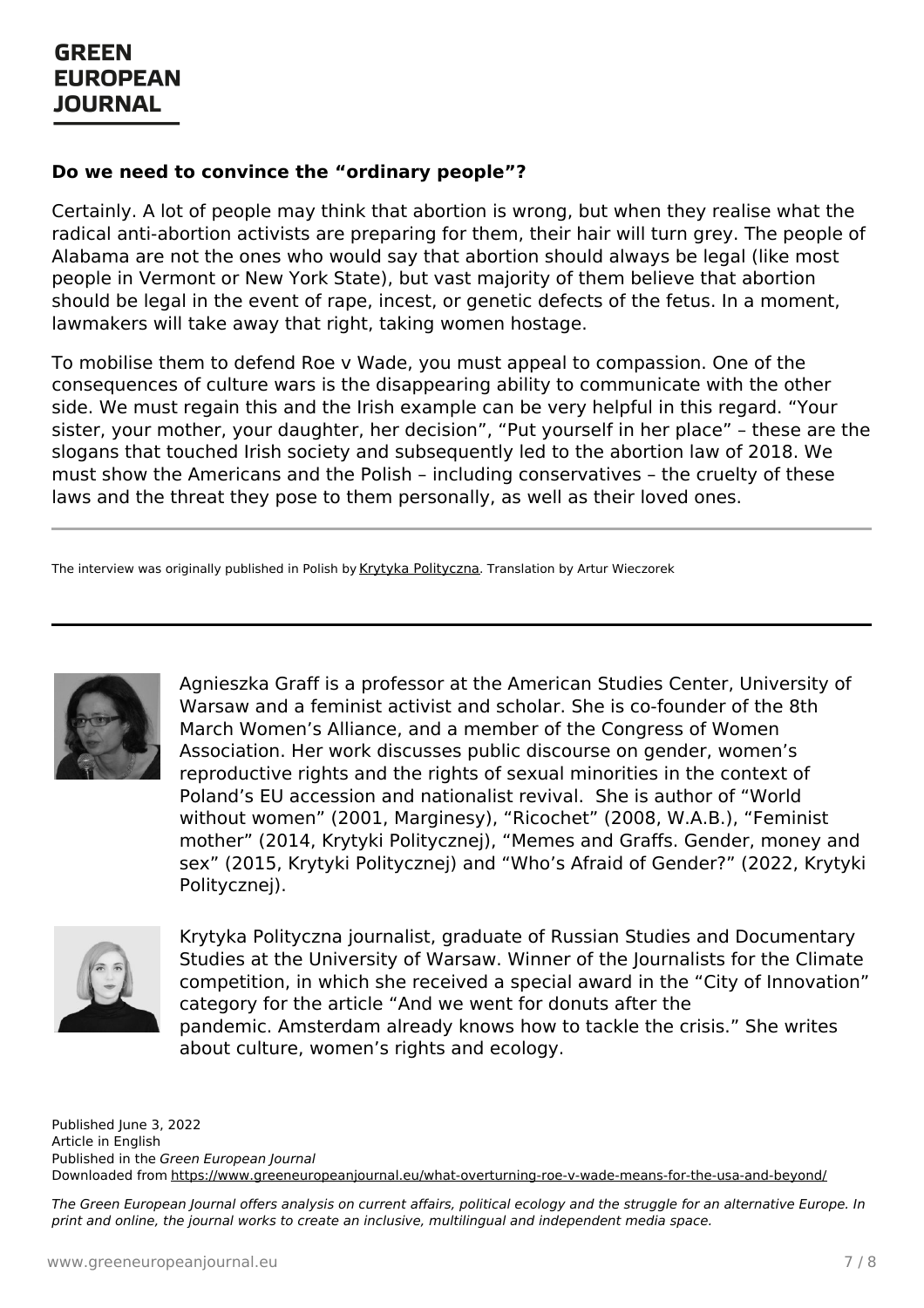### Do we need to convince the "ordinary people"?

Certainly. A lot of people may think that abortion is wrong, but when they realise what the radical anti-abortion activists are preparing for them, their hair will turn grey. The people of Alabama are not the ones who would say that abortion should always be legal (like most people in Vermont or New York State), but vast majority of them believe that abortion should be legal in the event of rape, incest, or genetic defects of the fetus. In a moment, lawmakers will take away that right, taking women hostage.

To mobilise them to defend Roe v Wade, you must appeal to compassion. One of the consequences of culture wars is the disappearing ability to communicate with the other side. We must regain this and the Irish example can be very helpful in this regard. "Your sister, your mother, your daughter, her decision", "Put yourself in her place" – these are the slogans that touched Irish society and subsequently led to the abortion law of 2018. We must show the Americans and the Polish – including conservatives – the cruelty of these laws and the threat they pose to them personally, as well as their loved ones.

---

The interview was originally published in Polish by Krytyka Polityczna. Translation by Artur Wieczorek

---

Agnieszka Graff is a professor at the American Studies Center, University of Warsaw and a feminist activist and scholar. She is co-founder of the 8th March Women's Alliance, and a member of the Congress of Women Association. Her work discusses public discourse on gender, women's reproductive rights and the rights of sexual minorities in the context of Poland's EU accession and nationalist revival. She is author of "World without women" (2001, Marginesy), "Ricochet" (2008, W.A.B.), "Feminist mother" (2014, Krytyki Politycznej), "Memes and Graffs. Gender, money and sex" (2015, Krytyki Politycznej) and "Who's Afraid of Gender?" (2022, Krytyki Politycznej).

Krytyka Polityczna journalist, graduate of Russian Studies and Documentary Studies at the University of Warsaw. Winner of the Journalists for the Climate competition, in which she received a special award in the "City of Innovation" category for the article "And we went for donuts after the pandemic. Amsterdam already knows how to tackle the crisis." She writes about culture, women's rights and ecology.

Published June 3, 2022
Article in English
Published in the *Green European Journal*
Downloaded from https://www.greeneuropeanjournal.eu/what-overturning-roe-v-wade-means-for-the-usa-and-beyond/

*The Green European Journal offers analysis on current affairs, political ecology and the struggle for an alternative Europe. In print and online, the journal works to create an inclusive, multilingual and independent media space.*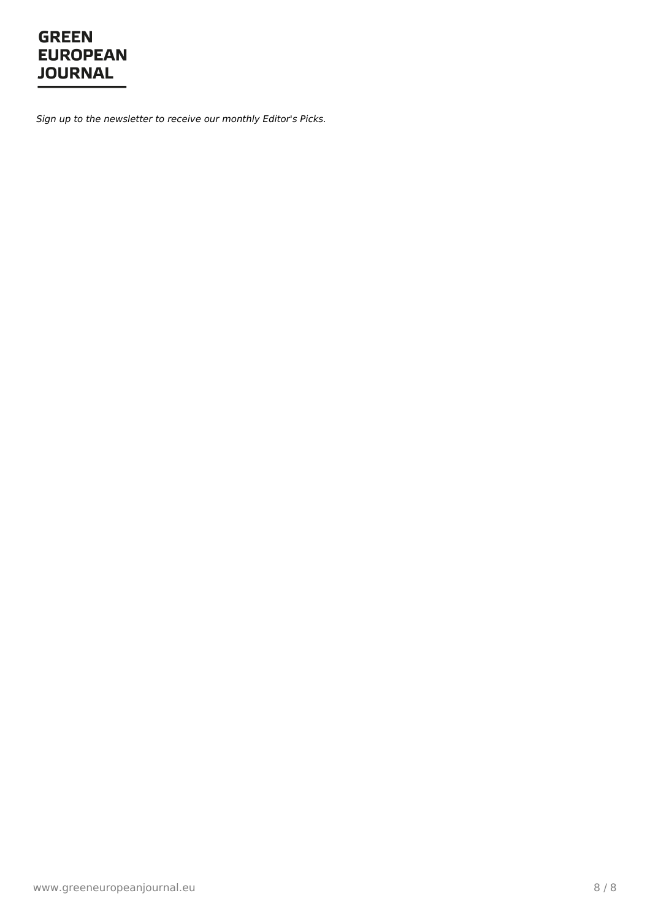*Sign up to the newsletter to receive our monthly Editor's Picks.*